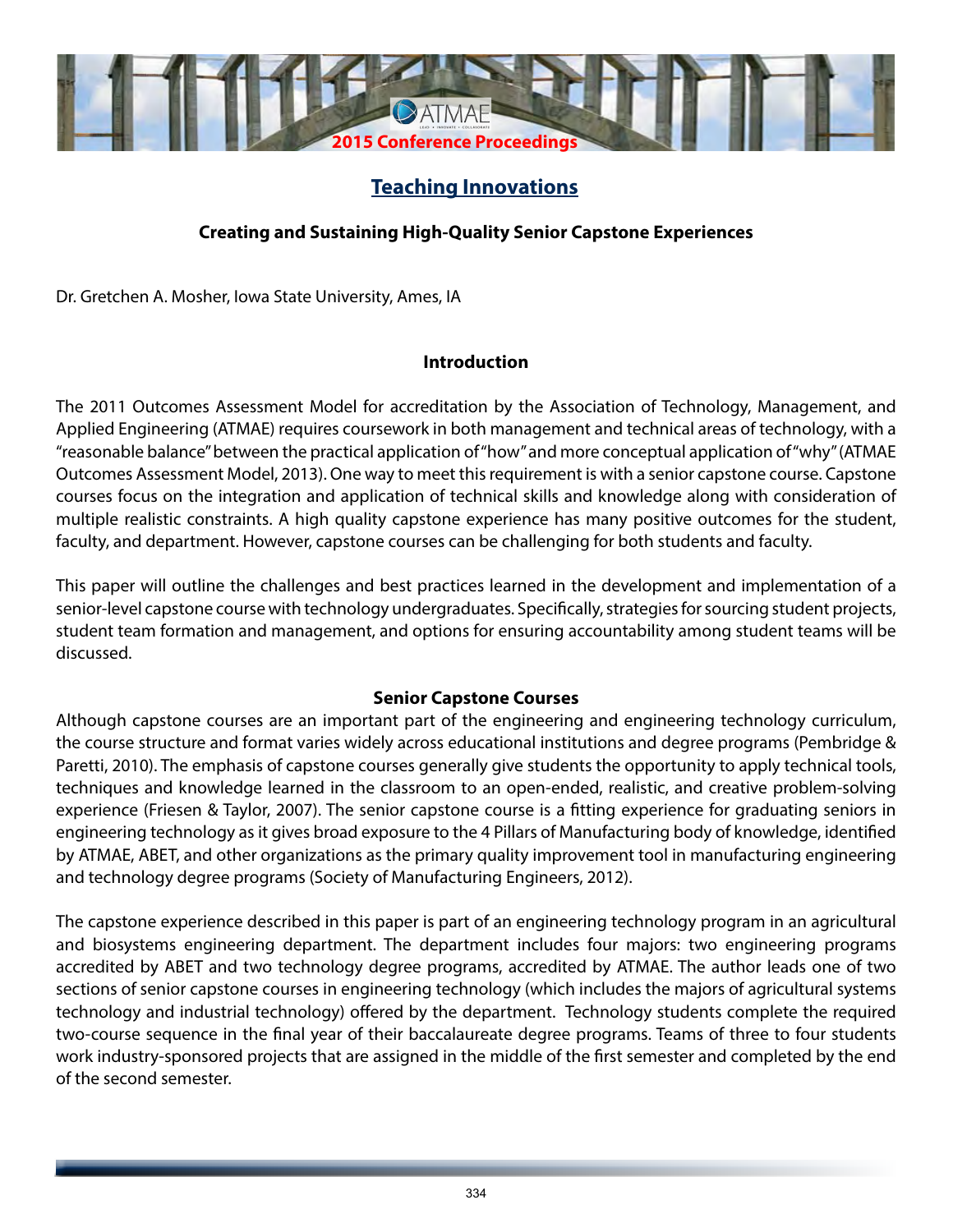## Teaching Innovations

### Creating and Sustaining High-Quality Senior Capstone Experiences

Dr. Gretchen A. Mosher, Iowa State University, Ames, IA

### Introduction

The 2011 Outcomes Assessment Model for accreditation by the Association of Technology, Management, and Applied Engineering (ATMAE) requires coursework in both management and technical areas of technology, with a "reasonable balance" between the practical application of "how" and more conceptual application of "why" (ATMAE Outcomes Assessment Model, 2013). One way to meet this requirement is with a senior capstone course. Capstone courses focus on the integration and application of technical skills and knowledge along with consideration of multiple realistic constraints. A high quality capstone experience has many positive outcomes for the student, faculty, and department. However, capstone courses can be challenging for both students and faculty.

This paper will outline the challenges and best practices learned in the development and implementation of a senior-level capstone course with technology undergraduates. Specifically, strategies for sourcing student projects, student team formation and management, and options for ensuring accountability among student teams will be discussed.

### Senior Capstone Courses

Although capstone courses are an important part of the engineering and engineering technology curriculum, the course structure and format varies widely across educational institutions and degree programs (Pembridge & Paretti, 2010). The emphasis of capstone courses generally give students the opportunity to apply technical tools, techniques and knowledge learned in the classroom to an open-ended, realistic, and creative problem-solving experience (Friesen & Taylor, 2007). The senior capstone course is a fitting experience for graduating seniors in engineering technology as it gives broad exposure to the 4 Pillars of Manufacturing body of knowledge, identified by ATMAE, ABET, and other organizations as the primary quality improvement tool in manufacturing engineering and technology degree programs (Society of Manufacturing Engineers, 2012).

The capstone experience described in this paper is part of an engineering technology program in an agricultural and biosystems engineering department. The department includes four majors: two engineering programs accredited by ABET and two technology degree programs, accredited by ATMAE. The author leads one of two sections of senior capstone courses in engineering technology (which includes the majors of agricultural systems technology and industrial technology) offered by the department. Technology students complete the required two-course sequence in the final year of their baccalaureate degree programs. Teams of three to four students work industry-sponsored projects that are assigned in the middle of the first semester and completed by the end of the second semester.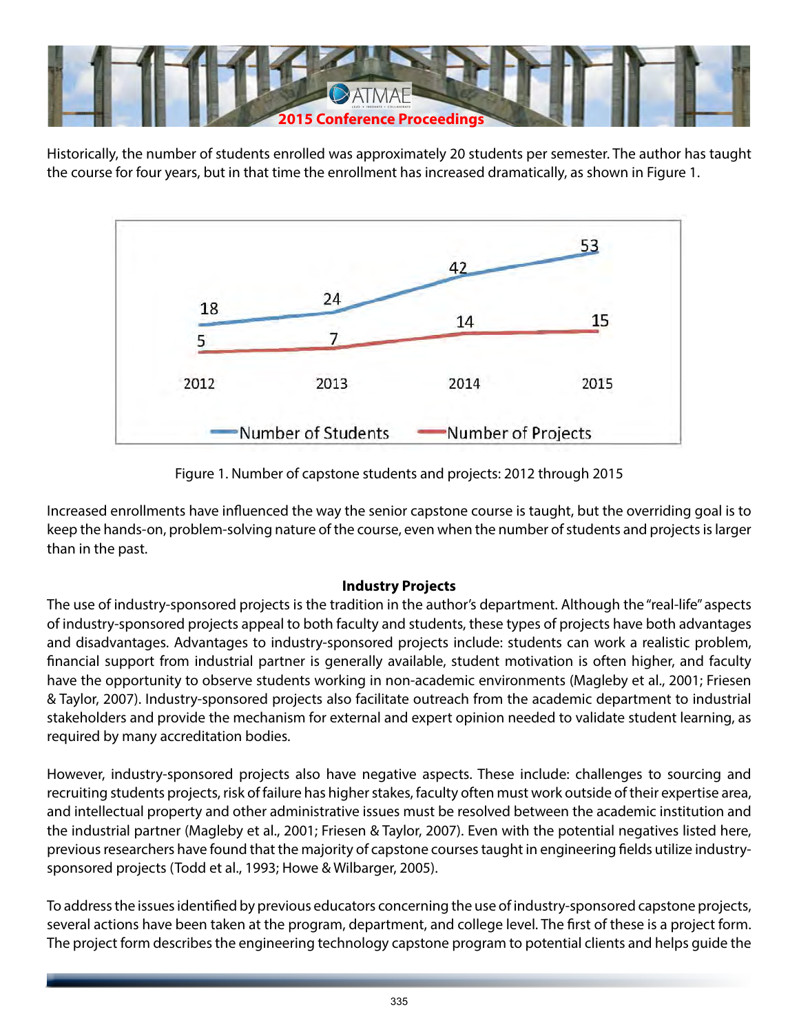Historically, the number of students enrolled was approximately 20 students per semester. The author has taught the course for four years, but in that time the enrollment has increased dramatically, as shown in Figure 1.

Figure 1. Number of capstone students and projects: 2012 through 2015

Increased enrollments have influenced the way the senior capstone course is taught, but the overriding goal is to keep the hands-on, problem-solving nature of the course, even when the number of students and projects is larger than in the past.

**Industry Projects**

The use of industry-sponsored projects is the tradition in the author's department. Although the "real-life" aspects of industry-sponsored projects appeal to both faculty and students, these types of projects have both advantages and disadvantages. Advantages to industry-sponsored projects include: students can work a realistic problem, financial support from industrial partner is generally available, student motivation is often higher, and faculty have the opportunity to observe students working in non-academic environments (Magleby et al., 2001; Friesen & Taylor, 2007). Industry-sponsored projects also facilitate outreach from the academic department to industrial stakeholders and provide the mechanism for external and expert opinion needed to validate student learning, as required by many accreditation bodies.

However, industry-sponsored projects also have negative aspects. These include: challenges to sourcing and recruiting students projects, risk of failure has higher stakes, faculty often must work outside of their expertise area, and intellectual property and other administrative issues must be resolved between the academic institution and the industrial partner (Magleby et al., 2001; Friesen & Taylor, 2007). Even with the potential negatives listed here, previous researchers have found that the majority of capstone courses taught in engineering fields utilize industry-sponsored projects (Todd et al., 1993; Howe & Wilbarger, 2005).

To address the issues identified by previous educators concerning the use of industry-sponsored capstone projects, several actions have been taken at the program, department, and college level. The first of these is a project form. The project form describes the engineering technology capstone program to potential clients and helps guide the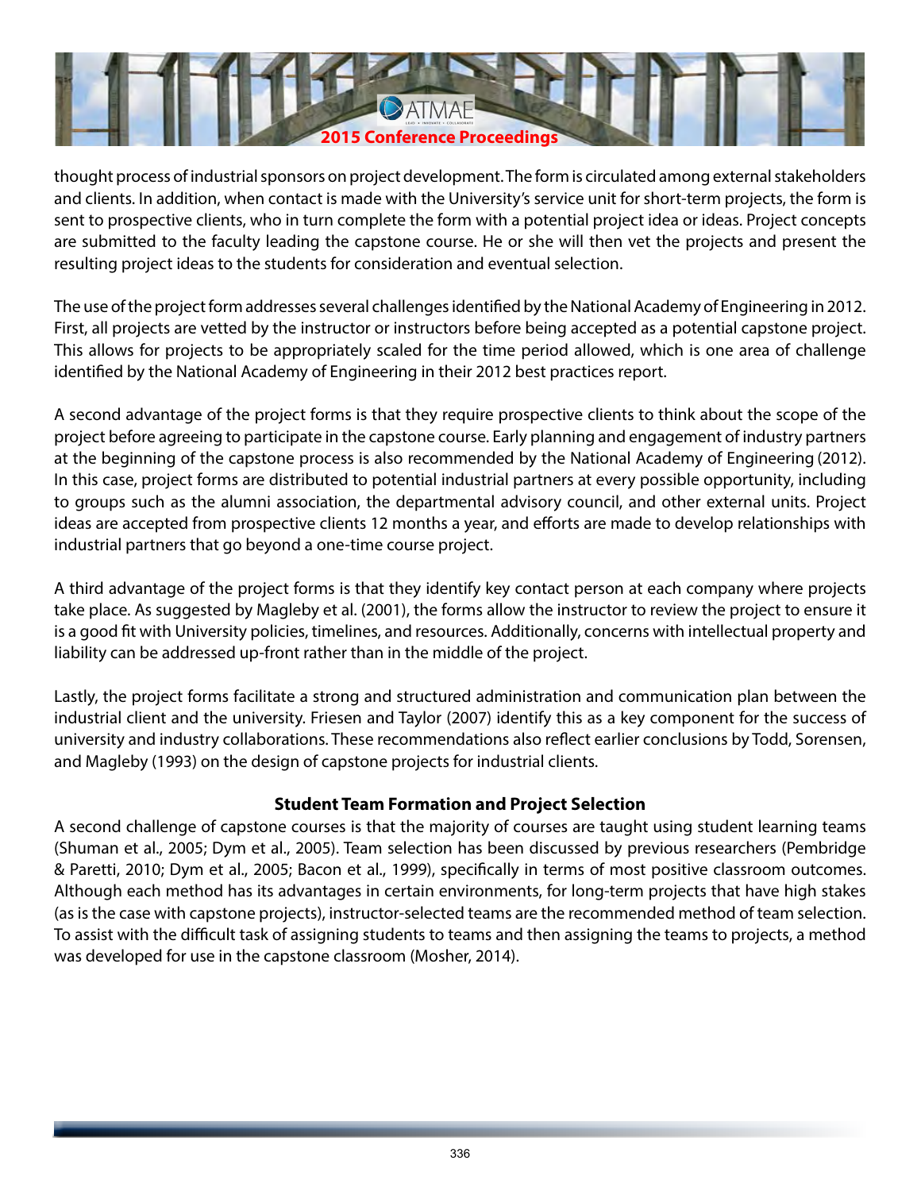thought process of industrial sponsors on project development. The form is circulated among external stakeholders and clients. In addition, when contact is made with the University's service unit for short-term projects, the form is sent to prospective clients, who in turn complete the form with a potential project idea or ideas. Project concepts are submitted to the faculty leading the capstone course. He or she will then vet the projects and present the resulting project ideas to the students for consideration and eventual selection.

The use of the project form addresses several challenges identified by the National Academy of Engineering in 2012. First, all projects are vetted by the instructor or instructors before being accepted as a potential capstone project. This allows for projects to be appropriately scaled for the time period allowed, which is one area of challenge identified by the National Academy of Engineering in their 2012 best practices report.

A second advantage of the project forms is that they require prospective clients to think about the scope of the project before agreeing to participate in the capstone course. Early planning and engagement of industry partners at the beginning of the capstone process is also recommended by the National Academy of Engineering (2012). In this case, project forms are distributed to potential industrial partners at every possible opportunity, including to groups such as the alumni association, the departmental advisory council, and other external units. Project ideas are accepted from prospective clients 12 months a year, and efforts are made to develop relationships with industrial partners that go beyond a one-time course project.

A third advantage of the project forms is that they identify key contact person at each company where projects take place. As suggested by Magleby et al. (2001), the forms allow the instructor to review the project to ensure it is a good fit with University policies, timelines, and resources. Additionally, concerns with intellectual property and liability can be addressed up-front rather than in the middle of the project.

Lastly, the project forms facilitate a strong and structured administration and communication plan between the industrial client and the university. Friesen and Taylor (2007) identify this as a key component for the success of university and industry collaborations. These recommendations also reflect earlier conclusions by Todd, Sorensen, and Magleby (1993) on the design of capstone projects for industrial clients.

## Student Team Formation and Project Selection

A second challenge of capstone courses is that the majority of courses are taught using student learning teams (Shuman et al., 2005; Dym et al., 2005). Team selection has been discussed by previous researchers (Pembridge & Paretti, 2010; Dym et al., 2005; Bacon et al., 1999), specifically in terms of most positive classroom outcomes. Although each method has its advantages in certain environments, for long-term projects that have high stakes (as is the case with capstone projects), instructor-selected teams are the recommended method of team selection. To assist with the difficult task of assigning students to teams and then assigning the teams to projects, a method was developed for use in the capstone classroom (Mosher, 2014).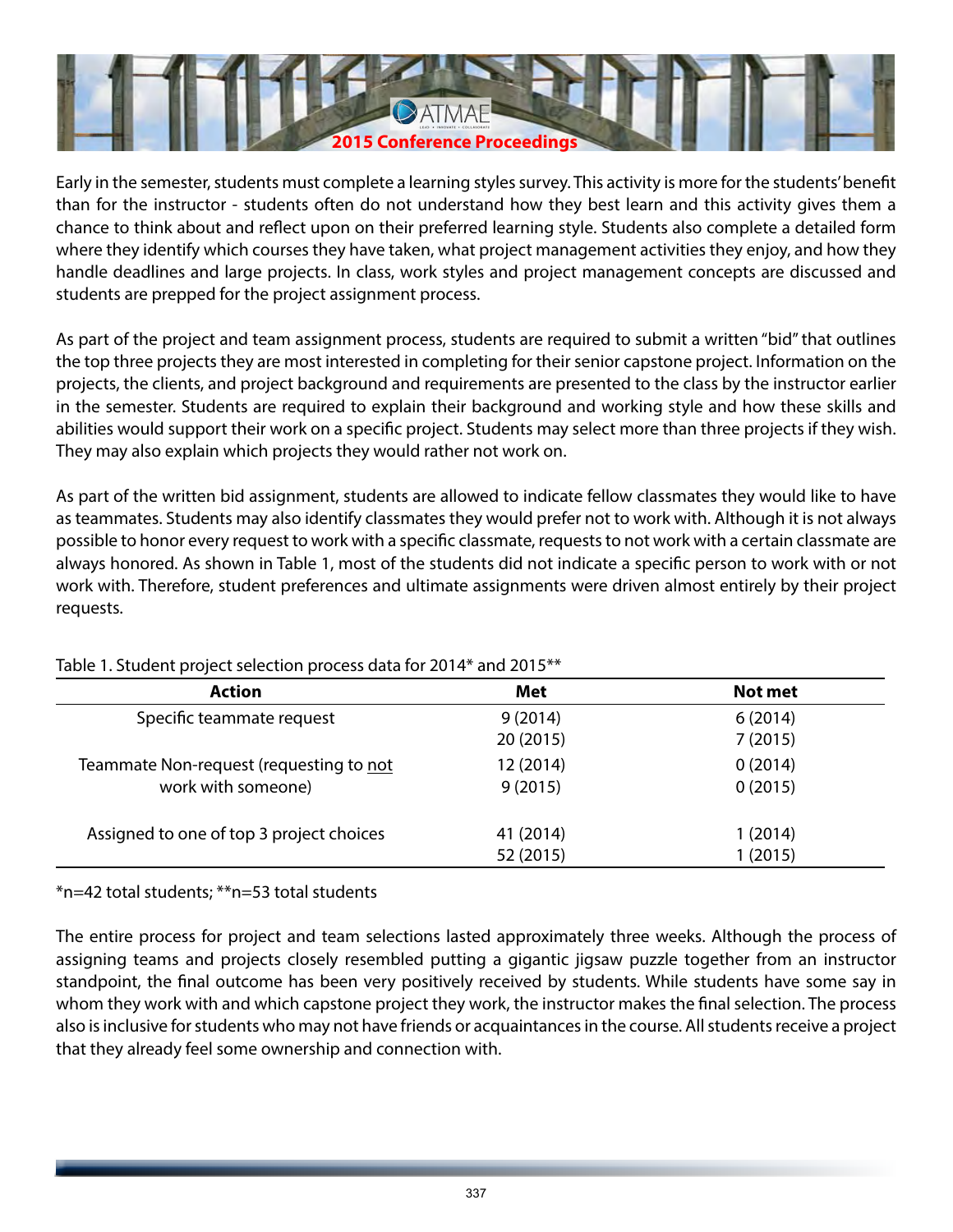Early in the semester, students must complete a learning styles survey. This activity is more for the students' benefit than for the instructor - students often do not understand how they best learn and this activity gives them a chance to think about and reflect upon on their preferred learning style. Students also complete a detailed form where they identify which courses they have taken, what project management activities they enjoy, and how they handle deadlines and large projects. In class, work styles and project management concepts are discussed and students are prepped for the project assignment process.

As part of the project and team assignment process, students are required to submit a written "bid" that outlines the top three projects they are most interested in completing for their senior capstone project. Information on the projects, the clients, and project background and requirements are presented to the class by the instructor earlier in the semester. Students are required to explain their background and working style and how these skills and abilities would support their work on a specific project. Students may select more than three projects if they wish. They may also explain which projects they would rather not work on.

As part of the written bid assignment, students are allowed to indicate fellow classmates they would like to have as teammates. Students may also identify classmates they would prefer not to work with. Although it is not always possible to honor every request to work with a specific classmate, requests to not work with a certain classmate are always honored. As shown in Table 1, most of the students did not indicate a specific person to work with or not work with. Therefore, student preferences and ultimate assignments were driven almost entirely by their project requests.

Table 1. Student project selection process data for 2014* and 2015**

| Action | Met | Not met |
|---|---|---|
| Specific teammate request | 9 (2014)<br>20 (2015) | 6 (2014)<br>7 (2015) |
| Teammate Non-request (requesting to not work with someone) | 12 (2014)<br>9 (2015) | 0 (2014)<br>0 (2015) |
| Assigned to one of top 3 project choices | 41 (2014)<br>52 (2015) | 1 (2014)<br>1 (2015) |

*n=42 total students; **n=53 total students

The entire process for project and team selections lasted approximately three weeks. Although the process of assigning teams and projects closely resembled putting a gigantic jigsaw puzzle together from an instructor standpoint, the final outcome has been very positively received by students. While students have some say in whom they work with and which capstone project they work, the instructor makes the final selection. The process also is inclusive for students who may not have friends or acquaintances in the course. All students receive a project that they already feel some ownership and connection with.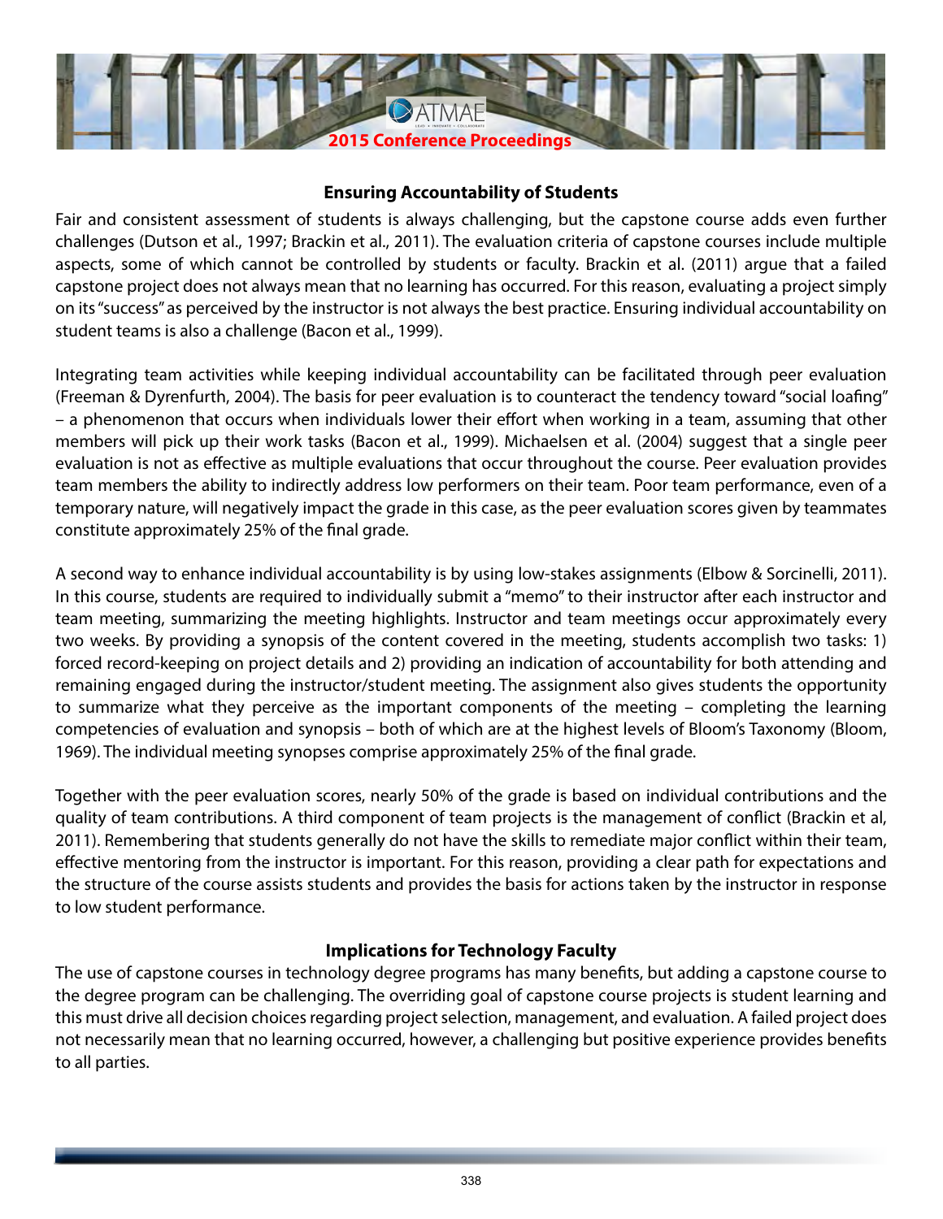## Ensuring Accountability of Students

Fair and consistent assessment of students is always challenging, but the capstone course adds even further challenges (Dutson et al., 1997; Brackin et al., 2011). The evaluation criteria of capstone courses include multiple aspects, some of which cannot be controlled by students or faculty. Brackin et al. (2011) argue that a failed capstone project does not always mean that no learning has occurred. For this reason, evaluating a project simply on its "success" as perceived by the instructor is not always the best practice. Ensuring individual accountability on student teams is also a challenge (Bacon et al., 1999).

Integrating team activities while keeping individual accountability can be facilitated through peer evaluation (Freeman & Dyrenfurth, 2004). The basis for peer evaluation is to counteract the tendency toward "social loafing" – a phenomenon that occurs when individuals lower their effort when working in a team, assuming that other members will pick up their work tasks (Bacon et al., 1999). Michaelsen et al. (2004) suggest that a single peer evaluation is not as effective as multiple evaluations that occur throughout the course. Peer evaluation provides team members the ability to indirectly address low performers on their team. Poor team performance, even of a temporary nature, will negatively impact the grade in this case, as the peer evaluation scores given by teammates constitute approximately 25% of the final grade.

A second way to enhance individual accountability is by using low-stakes assignments (Elbow & Sorcinelli, 2011). In this course, students are required to individually submit a "memo" to their instructor after each instructor and team meeting, summarizing the meeting highlights. Instructor and team meetings occur approximately every two weeks. By providing a synopsis of the content covered in the meeting, students accomplish two tasks: 1) forced record-keeping on project details and 2) providing an indication of accountability for both attending and remaining engaged during the instructor/student meeting. The assignment also gives students the opportunity to summarize what they perceive as the important components of the meeting – completing the learning competencies of evaluation and synopsis – both of which are at the highest levels of Bloom's Taxonomy (Bloom, 1969). The individual meeting synopses comprise approximately 25% of the final grade.

Together with the peer evaluation scores, nearly 50% of the grade is based on individual contributions and the quality of team contributions. A third component of team projects is the management of conflict (Brackin et al, 2011). Remembering that students generally do not have the skills to remediate major conflict within their team, effective mentoring from the instructor is important. For this reason, providing a clear path for expectations and the structure of the course assists students and provides the basis for actions taken by the instructor in response to low student performance.

## Implications for Technology Faculty

The use of capstone courses in technology degree programs has many benefits, but adding a capstone course to the degree program can be challenging. The overriding goal of capstone course projects is student learning and this must drive all decision choices regarding project selection, management, and evaluation. A failed project does not necessarily mean that no learning occurred, however, a challenging but positive experience provides benefits to all parties.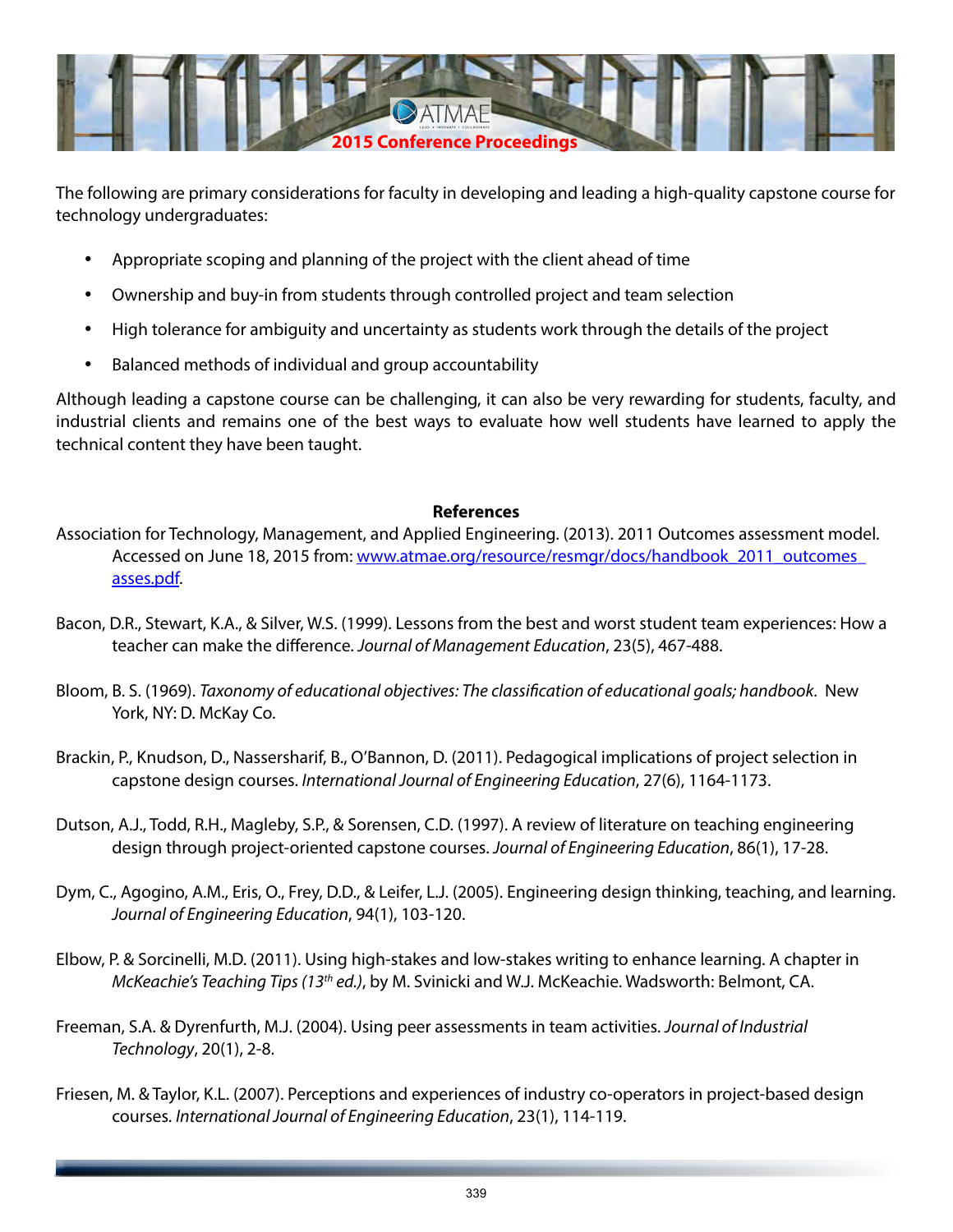The following are primary considerations for faculty in developing and leading a high-quality capstone course for technology undergraduates:

- Appropriate scoping and planning of the project with the client ahead of time
- Ownership and buy-in from students through controlled project and team selection
- High tolerance for ambiguity and uncertainty as students work through the details of the project
- Balanced methods of individual and group accountability

Although leading a capstone course can be challenging, it can also be very rewarding for students, faculty, and industrial clients and remains one of the best ways to evaluate how well students have learned to apply the technical content they have been taught.

## References

Association for Technology, Management, and Applied Engineering. (2013). 2011 Outcomes assessment model. Accessed on June 18, 2015 from: www.atmae.org/resource/resmgr/docs/handbook_2011_outcomes_asses.pdf.

Bacon, D.R., Stewart, K.A., & Silver, W.S. (1999). Lessons from the best and worst student team experiences: How a teacher can make the difference. *Journal of Management Education*, 23(5), 467-488.

Bloom, B. S. (1969). *Taxonomy of educational objectives: The classification of educational goals; handbook*. New York, NY: D. McKay Co.

Brackin, P., Knudson, D., Nassersharif, B., O'Bannon, D. (2011). Pedagogical implications of project selection in capstone design courses. *International Journal of Engineering Education*, 27(6), 1164-1173.

Dutson, A.J., Todd, R.H., Magleby, S.P., & Sorensen, C.D. (1997). A review of literature on teaching engineering design through project-oriented capstone courses. *Journal of Engineering Education*, 86(1), 17-28.

Dym, C., Agogino, A.M., Eris, O., Frey, D.D., & Leifer, L.J. (2005). Engineering design thinking, teaching, and learning. *Journal of Engineering Education*, 94(1), 103-120.

Elbow, P. & Sorcinelli, M.D. (2011). Using high-stakes and low-stakes writing to enhance learning. A chapter in *McKeachie's Teaching Tips (13th ed.)*, by M. Svinicki and W.J. McKeachie. Wadsworth: Belmont, CA.

Freeman, S.A. & Dyrenfurth, M.J. (2004). Using peer assessments in team activities. *Journal of Industrial Technology*, 20(1), 2-8.

Friesen, M. & Taylor, K.L. (2007). Perceptions and experiences of industry co-operators in project-based design courses. *International Journal of Engineering Education*, 23(1), 114-119.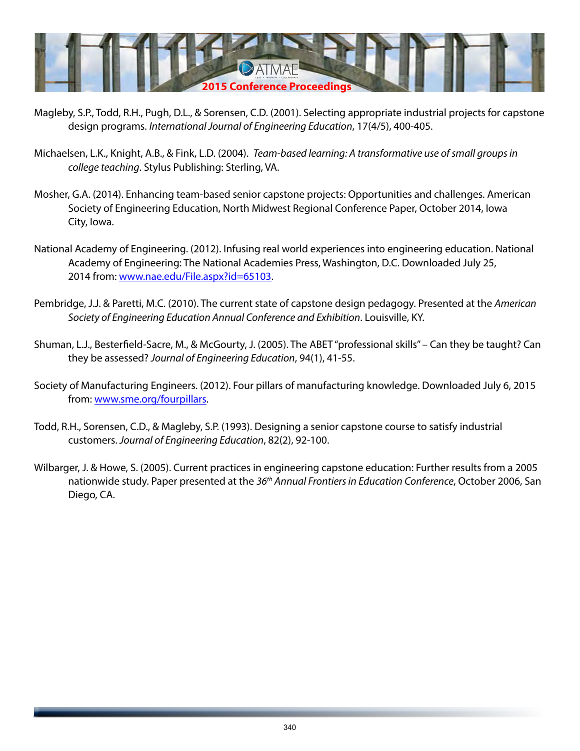Magleby, S.P., Todd, R.H., Pugh, D.L., & Sorensen, C.D. (2001). Selecting appropriate industrial projects for capstone design programs. *International Journal of Engineering Education*, 17(4/5), 400-405.

Michaelsen, L.K., Knight, A.B., & Fink, L.D. (2004). *Team-based learning: A transformative use of small groups in college teaching*. Stylus Publishing: Sterling, VA.

Mosher, G.A. (2014). Enhancing team-based senior capstone projects: Opportunities and challenges. American Society of Engineering Education, North Midwest Regional Conference Paper, October 2014, Iowa City, Iowa.

National Academy of Engineering. (2012). Infusing real world experiences into engineering education. National Academy of Engineering: The National Academies Press, Washington, D.C. Downloaded July 25, 2014 from: www.nae.edu/File.aspx?id=65103.

Pembridge, J.J. & Paretti, M.C. (2010). The current state of capstone design pedagogy. Presented at the *American Society of Engineering Education Annual Conference and Exhibition*. Louisville, KY.

Shuman, L.J., Besterfield-Sacre, M., & McGourty, J. (2005). The ABET "professional skills" – Can they be taught? Can they be assessed? *Journal of Engineering Education*, 94(1), 41-55.

Society of Manufacturing Engineers. (2012). Four pillars of manufacturing knowledge. Downloaded July 6, 2015 from: www.sme.org/fourpillars.

Todd, R.H., Sorensen, C.D., & Magleby, S.P. (1993). Designing a senior capstone course to satisfy industrial customers. *Journal of Engineering Education*, 82(2), 92-100.

Wilbarger, J. & Howe, S. (2005). Current practices in engineering capstone education: Further results from a 2005 nationwide study. Paper presented at the *36th Annual Frontiers in Education Conference*, October 2006, San Diego, CA.